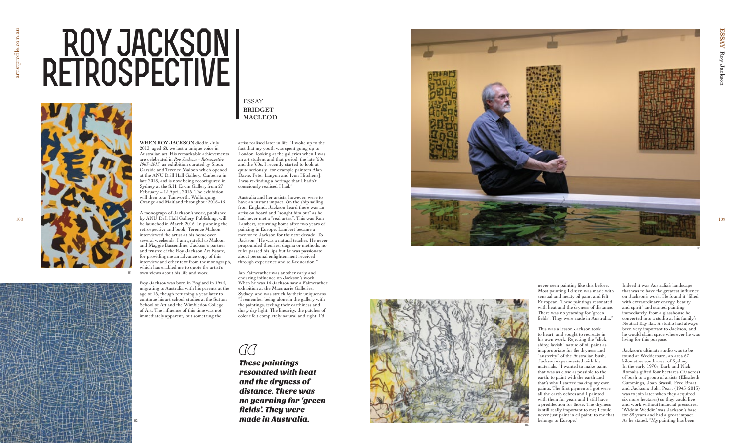# ROY JACKSON RETROSPECTIVE

ESSAY
**BRIDGET MACLEOD**

**WHEN ROY JACKSON** died in July 2013, aged 68, we lost a unique voice in Australian art. His remarkable achievements are celebrated in *Roy Jackson – Retrospective 1963–2013*, an exhibition curated by Sioux Garside and Terence Maloon which opened at the ANU Drill Hall Gallery, Canberra in late 2013, and is now being reconfigured in Sydney at the S.H. Ervin Gallery from 27 February – 12 April, 2015. The exhibition will then tour Tamworth, Wollongong, Orange and Maitland throughout 2015–16.

A monograph of Jackson's work, published by ANU Drill Hall Gallery Publishing, will be launched in March 2015. In planning the retrospective and book, Terence Maloon interviewed the artist at his home over several weekends. I am grateful to Maloon and Maggie Bassendine, Jackson's partner and trustee of the Roy Jackson Art Estate, for providing me an advance copy of this interview and other text from the monograph, which has enabled me to quote the artist's own views about his life and work.

Roy Jackson was born in England in 1944, migrating to Australia with his parents at the age of 15, though returning a year later to continue his art school studies at the Sutton School of Art and the Wimbledon College of Art. The influence of this time was not immediately apparent, but something the artist realised later in life. "I woke up to the fact that my youth was spent going up to London, looking at the galleries when I was an art student and that period, the late '50s and the '60s, I recently started to look at quite seriously [for example painters Alan Davie, Peter Lanyon and Ivon Hitchens]. I was re-finding a heritage that I hadn't consciously realised I had."

Australia and her artists, however, were to have an instant impact. On the ship sailing from England, Jackson heard there was an artist on board and "sought him out" as he had never met a "real artist". This was Ron Lambert, returning home after two years of painting in Europe. Lambert became a mentor to Jackson for the next decade. To Jackson, "He was a natural teacher. He never propounded theories, dogma or methods, no rules passed his lips but he was passionate about personal enlightenment received through experience and self-education."

Ian Fairweather was another early and enduring influence on Jackson's work. When he was 16 Jackson saw a Fairweather exhibition at the Macquarie Galleries, Sydney, and was struck by their uniqueness. "I remember being alone in the gallery with the paintings, feeling their earthiness and dusty dry light. The linearity, the patches of colour felt completely natural and right. I'd never seen painting like this before. Most painting I'd seen was made with sensual and meaty oil paint and felt European. These paintings resonated with heat and the dryness of distance. There was no yearning for 'green fields'. They were made in Australia."

> ***These paintings resonated with heat and the dryness of distance. There was no yearning for 'green fields'. They were made in Australia.***

This was a lesson Jackson took to heart, and sought to recreate in his own work. Rejecting the "slick, shiny, lavish" nature of oil paint as inappropriate for the dryness and "austerity" of the Australian bush, Jackson experimented with his materials. "I wanted to make paint that was as close as possible to the earth, to paint with the earth and that's why I started making my own paints. The first pigments I got were all the earth ochres and I painted with them for years and I still have a predilection for those. The dryness is still really important to me; I could never just paint in oil paint; to me that belongs to Europe."

Indeed it was Australia's landscape that was to have the greatest influence on Jackson's work. He found it "filled with extraordinary energy, beauty and spirit" and started painting immediately, from a glasshouse he converted into a studio at his family's Neutral Bay flat. A studio had always been very important to Jackson, and he would claim space wherever he was living for this purpose.

Jackson's ultimate studio was to be found at Wedderburn, an area 57 kilometres south-west of Sydney. In the early 1970s, Barb and Nick Romalis gifted four hectares (10 acres) of bush to a group of artists (Elisabeth Cummings, Joan Brassil, Fred Braat and Jackson; John Peart (1945–2013) was to join later when they acquired six more hectares) so they could live and work without financial pressures. 'Widdin Weddin' was Jackson's base for 38 years and had a great impact. As he stated, "My painting has been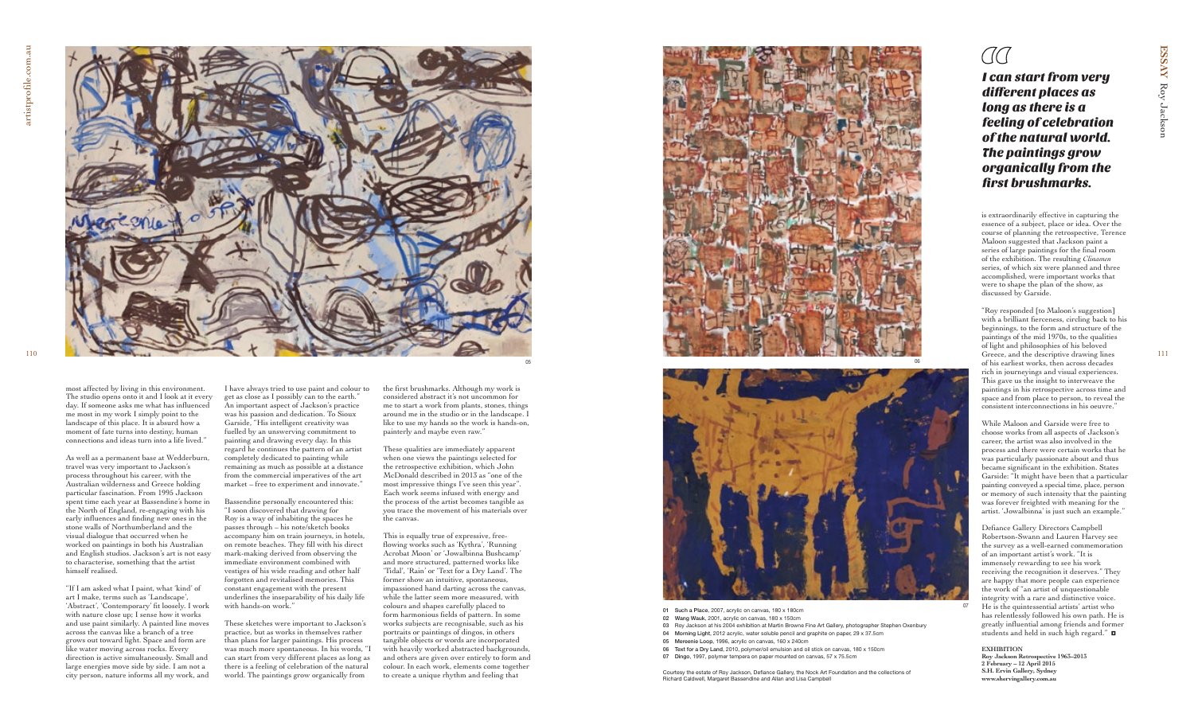most affected by living in this environment. The studio opens onto it and I look at it every day. If someone asks me what has influenced me most in my work I simply point to the landscape of this place. It is absurd how a moment of fate turns into destiny, human connections and ideas turn into a life lived."

As well as a permanent base at Wedderburn, travel was very important to Jackson's process throughout his career, with the Australian wilderness and Greece holding particular fascination. From 1995 Jackson spent time each year at Bassendine's home in the North of England, re-engaging with his early influences and finding new ones in the stone walls of Northumberland and the visual dialogue that occurred when he worked on paintings in both his Australian and English studios. Jackson's art is not easy to characterise, something that the artist himself realised.

"If I am asked what I paint, what 'kind' of art I make, terms such as 'Landscape', 'Abstract', 'Contemporary' fit loosely. I work with nature close up; I sense how it works and use paint similarly. A painted line moves across the canvas like a branch of a tree grows out toward light. Space and form are like water moving across rocks. Every direction is active simultaneously. Small and large energies move side by side. I am not a city person, nature informs all my work, and I have always tried to use paint and colour to get as close as I possibly can to the earth." An important aspect of Jackson's practice was his passion and dedication. To Sioux Garside, "His intelligent creativity was fuelled by an unswerving commitment to painting and drawing every day. In this regard he continues the pattern of an artist completely dedicated to painting while remaining as much as possible at a distance from the commercial imperatives of the art market – free to experiment and innovate."

Bassendine personally encountered this: "I soon discovered that drawing for Roy is a way of inhabiting the spaces he passes through – his note/sketch books accompany him on train journeys, in hotels, on remote beaches. They fill with his direct mark-making derived from observing the immediate environment combined with vestiges of his wide reading and other half forgotten and revitalised memories. This constant engagement with the present underlines the inseparability of his daily life with hands-on work."

These sketches were important to Jackson's practice, but as works in themselves rather than plans for larger paintings. His process was much more spontaneous. In his words, "I can start from very different places as long as there is a feeling of celebration of the natural world. The paintings grow organically from the first brushmarks. Although my work is considered abstract it's not uncommon for me to start a work from plants, stones, things around me in the studio or in the landscape. I like to use my hands so the work is hands-on, painterly and maybe even raw."

These qualities are immediately apparent when one views the paintings selected for the retrospective exhibition, which John McDonald described in 2013 as "one of the most impressive things I've seen this year". Each work seems infused with energy and the process of the artist becomes tangible as you trace the movement of his materials over the canvas.

This is equally true of expressive, free-flowing works such as 'Kythra', 'Running Acrobat Moon' or 'Jowalbinna Bushcamp' and more structured, patterned works like 'Tidal', 'Rain' or 'Text for a Dry Land'. The former show an intuitive, spontaneous, impassioned hand darting across the canvas, while the latter seem more measured, with colours and shapes carefully placed to form harmonious fields of pattern. In some works subjects are recognisable, such as his portraits or paintings of dingos, in others tangible objects or words are incorporated with heavily worked abstracted backgrounds, and others are given over entirely to form and colour. In each work, elements come together to create a unique rhythm and feeling that is extraordinarily effective in capturing the essence of a subject, place or idea. Over the course of planning the retrospective, Terence Maloon suggested that Jackson paint a series of large paintings for the final room of the exhibition. The resulting *Clinamen* series, of which six were planned and three accomplished, were important works that were to shape the plan of the show, as discussed by Garside.

> ***I can start from very different places as long as there is a feeling of celebration of the natural world. The paintings grow organically from the first brushmarks.***

"Roy responded [to Maloon's suggestion] with a brilliant fierceness, circling back to his beginnings, to the form and structure of the paintings of the mid 1970s, to the qualities of light and philosophies of his beloved Greece, and the descriptive drawing lines of his earliest works, then across decades rich in journeyings and visual experiences. This gave us the insight to interweave the paintings in his retrospective across time and space and from place to person, to reveal the consistent interconnections in his oeuvre."

While Maloon and Garside were free to choose works from all aspects of Jackson's career, the artist was also involved in the process and there were certain works that he was particularly passionate about and thus became significant in the exhibition. States Garside: "It might have been that a particular painting conveyed a special time, place, person or memory of such intensity that the painting was forever freighted with meaning for the artist. 'Jowalbinna' is just such an example."

Defiance Gallery Directors Campbell Robertson-Swann and Lauren Harvey see the survey as a well-earned commemoration of an important artist's work. "It is immensely rewarding to see his work receiving the recognition it deserves." They are happy that more people can experience the work of "an artist of unquestionable integrity with a rare and distinctive voice. He is the quintessential artists' artist who has relentlessly followed his own path. He is greatly influential among friends and former students and held in such high regard." ■

01 **Such a Place**, 2007, acrylic on canvas, 180 x 180cm
02 **Wang Wauk**, 2001, acrylic on canvas, 180 x 150cm
03 Roy Jackson at his 2004 exhibition at Martin Browne Fine Art Gallery, photographer Stephen Oxenbury
04 **Morning Light**, 2012 acrylic, water soluble pencil and graphite on paper, 29 x 37.5cm
05 **Mereenie Loop**, 1996, acrylic on canvas, 160 x 240cm
06 **Text for a Dry Land**, 2010, polymer/oil emulsion and oil stick on canvas, 180 x 150cm
07 **Dingo**, 1997, polymer tempera on paper mounted on canvas, 57 x 75.5cm

Courtesy the estate of Roy Jackson, Defiance Gallery, the Nock Art Foundation and the collections of Richard Caldwell, Margaret Bassendine and Allan and Lisa Campbell

**EXHIBITION**
**Roy Jackson Retrospective 1963–2013**
**2 February – 12 April 2015**
**S.H. Ervin Gallery, Sydney**
**www.shervingallery.com.au**